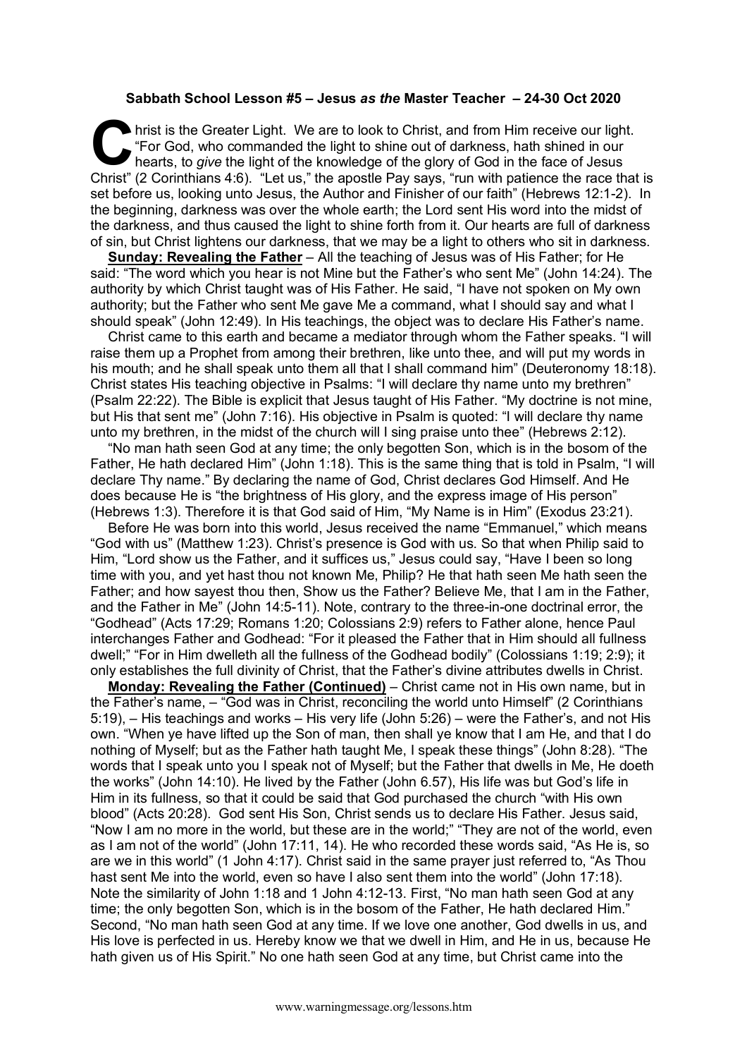**Sabbath School Lesson #5 – Jesus *as the* Master Teacher – 24-30 Oct 2020**

Christ is the Greater Light. We are to look to Christ, and from Him receive our light. "For God, who commanded the light to shine out of darkness, hath shined in our hearts, to *give* the light of the knowledge of the glory of God in the face of Jesus Christ" (2 Corinthians 4:6). "Let us," the apostle Pay says, "run with patience the race that is set before us, looking unto Jesus, the Author and Finisher of our faith" (Hebrews 12:1-2). In the beginning, darkness was over the whole earth; the Lord sent His word into the midst of the darkness, and thus caused the light to shine forth from it. Our hearts are full of darkness of sin, but Christ lightens our darkness, that we may be a light to others who sit in darkness.

**Sunday: Revealing the Father** – All the teaching of Jesus was of His Father; for He said: "The word which you hear is not Mine but the Father's who sent Me" (John 14:24). The authority by which Christ taught was of His Father. He said, "I have not spoken on My own authority; but the Father who sent Me gave Me a command, what I should say and what I should speak" (John 12:49). In His teachings, the object was to declare His Father's name.

Christ came to this earth and became a mediator through whom the Father speaks. "I will raise them up a Prophet from among their brethren, like unto thee, and will put my words in his mouth; and he shall speak unto them all that I shall command him" (Deuteronomy 18:18). Christ states His teaching objective in Psalms: "I will declare thy name unto my brethren" (Psalm 22:22). The Bible is explicit that Jesus taught of His Father. "My doctrine is not mine, but His that sent me" (John 7:16). His objective in Psalm is quoted: "I will declare thy name unto my brethren, in the midst of the church will I sing praise unto thee" (Hebrews 2:12).

"No man hath seen God at any time; the only begotten Son, which is in the bosom of the Father, He hath declared Him" (John 1:18). This is the same thing that is told in Psalm, "I will declare Thy name." By declaring the name of God, Christ declares God Himself. And He does because He is "the brightness of His glory, and the express image of His person" (Hebrews 1:3). Therefore it is that God said of Him, "My Name is in Him" (Exodus 23:21).

Before He was born into this world, Jesus received the name "Emmanuel," which means "God with us" (Matthew 1:23). Christ's presence is God with us. So that when Philip said to Him, "Lord show us the Father, and it suffices us," Jesus could say, "Have I been so long time with you, and yet hast thou not known Me, Philip? He that hath seen Me hath seen the Father; and how sayest thou then, Show us the Father? Believe Me, that I am in the Father, and the Father in Me" (John 14:5-11). Note, contrary to the three-in-one doctrinal error, the "Godhead" (Acts 17:29; Romans 1:20; Colossians 2:9) refers to Father alone, hence Paul interchanges Father and Godhead: "For it pleased the Father that in Him should all fullness dwell;" "For in Him dwelleth all the fullness of the Godhead bodily" (Colossians 1:19; 2:9); it only establishes the full divinity of Christ, that the Father's divine attributes dwells in Christ.

**Monday: Revealing the Father (Continued)** – Christ came not in His own name, but in the Father's name, – "God was in Christ, reconciling the world unto Himself" (2 Corinthians 5:19), – His teachings and works – His very life (John 5:26) – were the Father's, and not His own. "When ye have lifted up the Son of man, then shall ye know that I am He, and that I do nothing of Myself; but as the Father hath taught Me, I speak these things" (John 8:28). "The words that I speak unto you I speak not of Myself; but the Father that dwells in Me, He doeth the works" (John 14:10). He lived by the Father (John 6.57), His life was but God's life in Him in its fullness, so that it could be said that God purchased the church "with His own blood" (Acts 20:28). God sent His Son, Christ sends us to declare His Father. Jesus said, "Now I am no more in the world, but these are in the world;" "They are not of the world, even as I am not of the world" (John 17:11, 14). He who recorded these words said, "As He is, so are we in this world" (1 John 4:17). Christ said in the same prayer just referred to, "As Thou hast sent Me into the world, even so have I also sent them into the world" (John 17:18). Note the similarity of John 1:18 and 1 John 4:12-13. First, "No man hath seen God at any time; the only begotten Son, which is in the bosom of the Father, He hath declared Him." Second, "No man hath seen God at any time. If we love one another, God dwells in us, and His love is perfected in us. Hereby know we that we dwell in Him, and He in us, because He hath given us of His Spirit." No one hath seen God at any time, but Christ came into the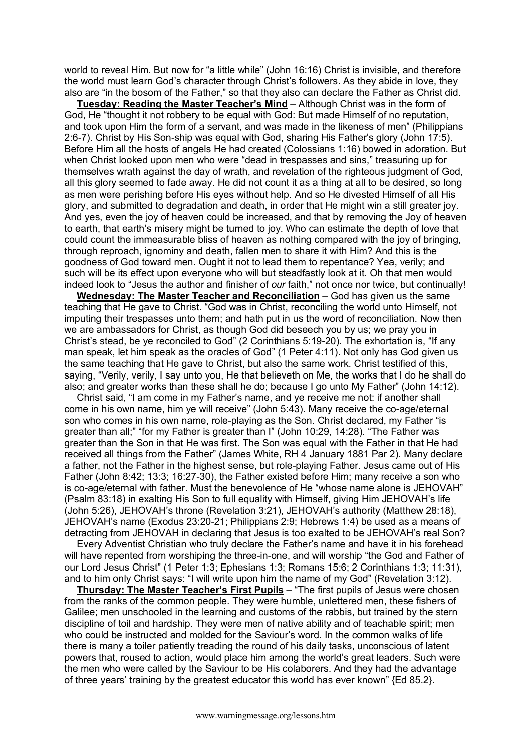world to reveal Him. But now for "a little while" (John 16:16) Christ is invisible, and therefore the world must learn God's character through Christ's followers. As they abide in love, they also are "in the bosom of the Father," so that they also can declare the Father as Christ did.

**Tuesday: Reading the Master Teacher's Mind** – Although Christ was in the form of God, He "thought it not robbery to be equal with God: But made Himself of no reputation, and took upon Him the form of a servant, and was made in the likeness of men" (Philippians 2:6-7). Christ by His Son-ship was equal with God, sharing His Father's glory (John 17:5). Before Him all the hosts of angels He had created (Colossians 1:16) bowed in adoration. But when Christ looked upon men who were "dead in trespasses and sins," treasuring up for themselves wrath against the day of wrath, and revelation of the righteous judgment of God, all this glory seemed to fade away. He did not count it as a thing at all to be desired, so long as men were perishing before His eyes without help. And so He divested Himself of all His glory, and submitted to degradation and death, in order that He might win a still greater joy. And yes, even the joy of heaven could be increased, and that by removing the Joy of heaven to earth, that earth's misery might be turned to joy. Who can estimate the depth of love that could count the immeasurable bliss of heaven as nothing compared with the joy of bringing, through reproach, ignominy and death, fallen men to share it with Him? And this is the goodness of God toward men. Ought it not to lead them to repentance? Yea, verily; and such will be its effect upon everyone who will but steadfastly look at it. Oh that men would indeed look to "Jesus the author and finisher of *our* faith," not once nor twice, but continually!

**Wednesday: The Master Teacher and Reconciliation** – God has given us the same teaching that He gave to Christ. "God was in Christ, reconciling the world unto Himself, not imputing their trespasses unto them; and hath put in us the word of reconciliation. Now then we are ambassadors for Christ, as though God did beseech you by us; we pray you in Christ's stead, be ye reconciled to God" (2 Corinthians 5:19-20). The exhortation is, "If any man speak, let him speak as the oracles of God" (1 Peter 4:11). Not only has God given us the same teaching that He gave to Christ, but also the same work. Christ testified of this, saying, "Verily, verily, I say unto you, He that believeth on Me, the works that I do he shall do also; and greater works than these shall he do; because I go unto My Father" (John 14:12).

Christ said, "I am come in my Father's name, and ye receive me not: if another shall come in his own name, him ye will receive" (John 5:43). Many receive the co-age/eternal son who comes in his own name, role-playing as the Son. Christ declared, my Father "is greater than all;" "for my Father is greater than I" (John 10:29, 14:28). "The Father was greater than the Son in that He was first. The Son was equal with the Father in that He had received all things from the Father" (James White, RH 4 January 1881 Par 2). Many declare a father, not the Father in the highest sense, but role-playing Father. Jesus came out of His Father (John 8:42; 13:3; 16:27-30), the Father existed before Him; many receive a son who is co-age/eternal with father. Must the benevolence of He "whose name alone is JEHOVAH" (Psalm 83:18) in exalting His Son to full equality with Himself, giving Him JEHOVAH's life (John 5:26), JEHOVAH's throne (Revelation 3:21), JEHOVAH's authority (Matthew 28:18), JEHOVAH's name (Exodus 23:20-21; Philippians 2:9; Hebrews 1:4) be used as a means of detracting from JEHOVAH in declaring that Jesus is too exalted to be JEHOVAH's real Son?

Every Adventist Christian who truly declare the Father's name and have it in his forehead will have repented from worshiping the three-in-one, and will worship "the God and Father of our Lord Jesus Christ" (1 Peter 1:3; Ephesians 1:3; Romans 15:6; 2 Corinthians 1:3; 11:31), and to him only Christ says: "I will write upon him the name of my God" (Revelation 3:12).

**Thursday: The Master Teacher's First Pupils** – "The first pupils of Jesus were chosen from the ranks of the common people. They were humble, unlettered men, these fishers of Galilee; men unschooled in the learning and customs of the rabbis, but trained by the stern discipline of toil and hardship. They were men of native ability and of teachable spirit; men who could be instructed and molded for the Saviour's word. In the common walks of life there is many a toiler patiently treading the round of his daily tasks, unconscious of latent powers that, roused to action, would place him among the world's great leaders. Such were the men who were called by the Saviour to be His colaborers. And they had the advantage of three years' training by the greatest educator this world has ever known" {Ed 85.2}.